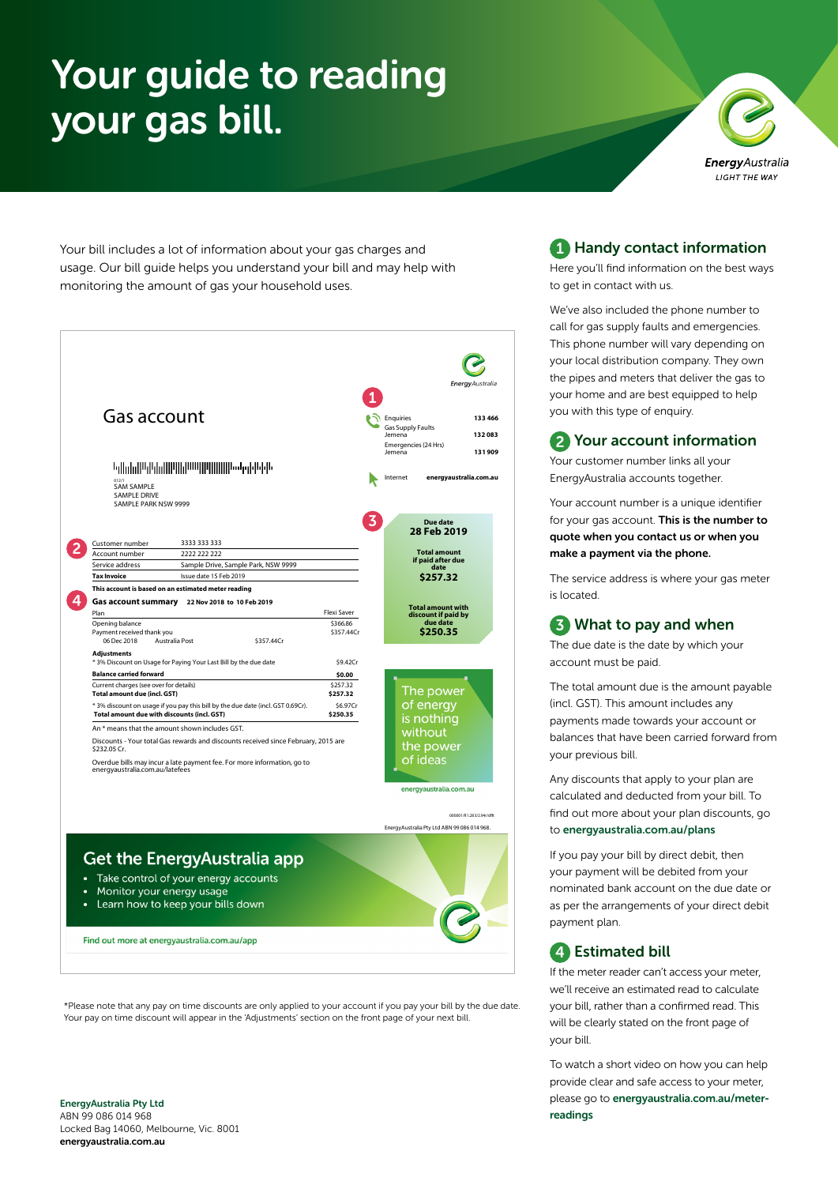# Your guide to reading your gas bill.

EnergyAustralia
LIGHT THE WAY

Your bill includes a lot of information about your gas charges and usage. Our bill guide helps you understand your bill and may help with monitoring the amount of gas your household uses.

## Gas account

EnergyAustralia

**1**

| | |
|---|---|
| Enquiries | 133 466 |
| Gas Supply Faults Jemena | 132 083 |
| Emergencies (24 Hrs) Jemena | 131 909 |
| Internet | energyaustralia.com.au |

012/1
SAM SAMPLE
SAMPLE DRIVE
SAMPLE PARK NSW 9999

**2**

| | |
|---|---|
| Customer number | 3333 333 333 |
| Account number | 2222 222 222 |
| Service address | Sample Drive, Sample Park, NSW 9999 |
| **Tax Invoice** | Issue date 15 Feb 2019 |

**This account is based on an estimated meter reading**

**3**

**Due date**
**28 Feb 2019**

**Total amount if paid after due date**
**$257.32**

**Total amount with discount if paid by due date**
**$250.35**

**4**

**Gas account summary** 22 Nov 2018 to 10 Feb 2019

| | | |
|---|---|---|
| Plan | | Flexi Saver |
| Opening balance | | $366.86 |
| Payment received thank you | | $357.44Cr |
| 06 Dec 2018 Australia Post | $357.44Cr | |
| **Adjustments** | | |
| * 3% Discount on Usage for Paying Your Last Bill by the due date | | $9.42Cr |
| **Balance carried forward** | | **$0.00** |
| Current charges (see over for details) | | $257.32 |
| **Total amount due (incl. GST)** | | **$257.32** |
| * 3% discount on usage if you pay this bill by the due date (incl. GST 0.69Cr). | | $6.97Cr |
| **Total amount due with discounts (incl. GST)** | | **$250.35** |

An * means that the amount shown includes GST.

Discounts - Your total Gas rewards and discounts received since February, 2015 are $232.05 Cr.

Overdue bills may incur a late payment fee. For more information, go to energyaustralia.com.au/latefees

The power of energy is nothing without the power of ideas

energyaustralia.com.au

EnergyAustralia Pty Ltd ABN 99 086 014 968.

### Get the EnergyAustralia app

- Take control of your energy accounts
- Monitor your energy usage
- Learn how to keep your bills down

Find out more at energyaustralia.com.au/app

*Please note that any pay on time discounts are only applied to your account if you pay your bill by the due date. Your pay on time discount will appear in the 'Adjustments' section on the front page of your next bill.

## 1 Handy contact information

Here you'll find information on the best ways to get in contact with us.

We've also included the phone number to call for gas supply faults and emergencies. This phone number will vary depending on your local distribution company. They own the pipes and meters that deliver the gas to your home and are best equipped to help you with this type of enquiry.

## 2 Your account information

Your customer number links all your EnergyAustralia accounts together.

Your account number is a unique identifier for your gas account. **This is the number to quote when you contact us or when you make a payment via the phone.**

The service address is where your gas meter is located.

## 3 What to pay and when

The due date is the date by which your account must be paid.

The total amount due is the amount payable (incl. GST). This amount includes any payments made towards your account or balances that have been carried forward from your previous bill.

Any discounts that apply to your plan are calculated and deducted from your bill. To find out more about your plan discounts, go to **energyaustralia.com.au/plans**

If you pay your bill by direct debit, then your payment will be debited from your nominated bank account on the due date or as per the arrangements of your direct debit payment plan.

## 4 Estimated bill

If the meter reader can't access your meter, we'll receive an estimated read to calculate your bill, rather than a confirmed read. This will be clearly stated on the front page of your bill.

To watch a short video on how you can help provide clear and safe access to your meter, please go to **energyaustralia.com.au/meter-readings**

**EnergyAustralia Pty Ltd**
ABN 99 086 014 968
Locked Bag 14060, Melbourne, Vic. 8001
**energyaustralia.com.au**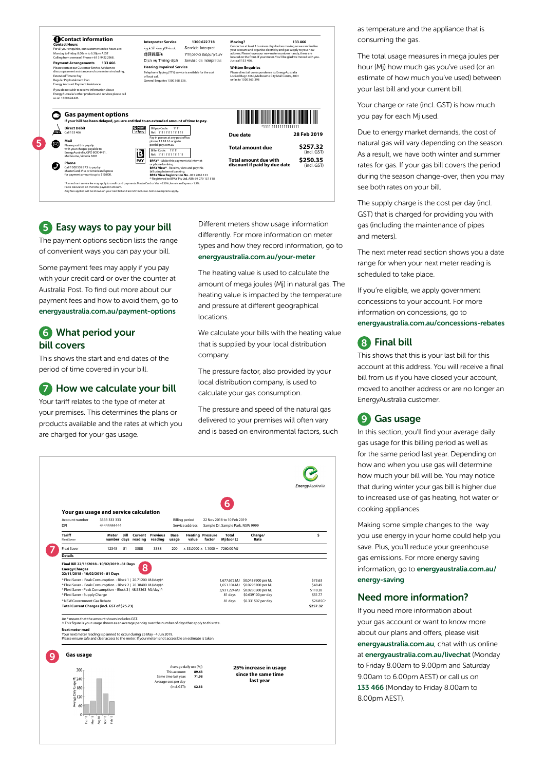**Contact information**

Contact Hours
For all your enquiries, our customer service hours are: Monday to Friday: 8.00am to 6.30pm AEST
Calling from overseas? Phone +61 3 9422 2968.

Payment Arrangements 133 466
Please contact our Customer Service Advisers to discuss payment assistance and concessions including,
Extended Time to Pay
Regular Pay Instalment Plan
Energy Account Payment Assistance

If you do not wish to receive information about EnergyAustralia's other products and services please call us on 1800 624 426.

Interpreter Service 1300 622 718
خدمة الترجمة الشفهية Servizio Interpreti
傳譯員服務 Υπηρεσία Διερμηνέων
Dịch vụ Thông dịch Servicio de Intérpretes

Hearing Impaired Service
Telephone Typing (TTY) service is available for the cost of local call.
General Enquiries 1300 368 536.

Moving? 133 466
Contact us at least 3 business days before moving so we can finalise your account and organise electricity and gas supply to your new address. Please have your new meter numbers handy, these are located on the front of your meter. You'll be glad we moved with you. Just call 133 466.

Written Enquiries
Please direct all correspondence to: EnergyAustralia Locked Bag 14060, Melbourne City Mail Centre, 8001 or fax to 1300 363 398

**Gas payment options**

If your bill has been delayed, you are entitled to an extended amount of time to pay.

Direct Debit
Call 133 466

Mail
Please post this payslip with your cheque payable to: EnergyAustralia, GPO BOX 4491, Melbourne, Victoria 3001

Phone
Call 1300 559 873 to pay by MasterCard, Visa or American Express for payment amounts up to $10,000.

Billpay Code: 1111
Ref: 1111 1111 1111 11
Pay in person at any post office, phone 13 18 16 or go to postbillpay.com.au

Biller Code: 11111
Ref: 1111 1111 1111 11
BPAY® - Make this payment via Internet or phone banking.
BPAY View® - Receive, view and pay this bill using Internet banking.
BPAY View Registration No - 001 2065 123
® Registered to BPAY Pty Ltd, ABN 69 079 137 518

*A merchant service fee may apply to credit card payments: MasterCard or Visa - 0.36%; American Express - 1.5%.
Fee is calculated on the total payment amount.
Any fees applied will be shown on your next bill and are GST inclusive. Some exemptions apply.

*1111 1111111111111

| | |
|---|---|
| Due date | 28 Feb 2019 |
| Total amount due | $257.32 (incl. GST) |
| Total amount due with discount if paid by due date | $250.35 (incl. GST) |

## 5 Easy ways to pay your bill

The payment options section lists the range of convenient ways you can pay your bill.

Some payment fees may apply if you pay with your credit card or over the counter at Australia Post. To find out more about our payment fees and how to avoid them, go to **energyaustralia.com.au/payment-options**

## 6 What period your bill covers

This shows the start and end dates of the period of time covered in your bill.

## 7 How we calculate your bill

Your tariff relates to the type of meter at your premises. This determines the plans or products available and the rates at which you are charged for your gas usage.

Different meters show usage information differently. For more information on meter types and how they record information, go to **energyaustralia.com.au/your-meter**

The heating value is used to calculate the amount of mega joules (Mj) in natural gas. The heating value is impacted by the temperature and pressure at different geographical locations.

We calculate your bills with the heating value that is supplied by your local distribution company.

The pressure factor, also provided by your local distribution company, is used to calculate your gas consumption.

The pressure and speed of the natural gas delivered to your premises will often vary and is based on environmental factors, such as temperature and the appliance that is consuming the gas.

The total usage measures in mega joules per hour (Mj) how much gas you've used (or an estimate of how much you've used) between your last bill and your current bill.

Your charge or rate (incl. GST) is how much you pay for each Mj used.

Due to energy market demands, the cost of natural gas will vary depending on the season. As a result, we have both winter and summer rates for gas. If your gas bill covers the period during the season change-over, then you may see both rates on your bill.

The supply charge is the cost per day (incl. GST) that is charged for providing you with gas (including the maintenance of pipes and meters).

The next meter read section shows you a date range for when your next meter reading is scheduled to take place.

If you're eligible, we apply government concessions to your account. For more information on concessions, go to **energyaustralia.com.au/concessions-rebates**

## 8 Final bill

This shows that this is your last bill for this account at this address. You will receive a final bill from us if you have closed your account, moved to another address or are no longer an EnergyAustralia customer.

## 9 Gas usage

In this section, you'll find your average daily gas usage for this billing period as well as for the same period last year. Depending on how and when you use gas will determine how much your bill will be. You may notice that during winter your gas bill is higher due to increased use of gas heating, hot water or cooking appliances.

Making some simple changes to the way you use energy in your home could help you save. Plus, you'll reduce your greenhouse gas emissions. For more energy saving information, go to **energyaustralia.com.au/energy-saving**

## Need more information?

If you need more information about your gas account or want to know more about our plans and offers, please visit **energyaustralia.com.au**, chat with us online at **energyaustralia.com.au/livechat** (Monday to Friday 8.00am to 9.00pm and Saturday 9.00am to 6.00pm AEST) or call us on **133 466** (Monday to Friday 8.00am to 8.00pm AEST).

---

EnergyAustralia

**Your gas usage and service calculation**

Account number 3333 333 333
DPI 44444444444
Billing period 22 Nov 2018 to 10 Feb 2019
Service address Sample Dr, Sample Park, NSW 9999

| Tariff | Meter number | Bill days | Current reading | Previous reading | Base usage | Heating value | Pressure factor | Total Mj &/or Lt | Charge/ Rate | $ |
|---|---|---|---|---|---|---|---|---|---|---|
| Flexi Saver | 12345 | 81 | 3588 | 3388 | 200 | x 33.0000 x | 1.1000 = | 7260.00 MJ | | |

**Details**

**Final Bill 22/11/2018 - 10/02/2019 - 81 Days**
**Energy Charges**
**22/11/2018 - 10/02/2019 - 81 Days**

| | | | |
|---|---|---|---|
| *Flexi Saver - Peak Consumption - Block 1 ( 20.71200 MJ/day)^ | 1,677.672 MJ | $0.0438900 per MJ | $73.63 |
| *Flexi Saver - Peak Consumption - Block 2 ( 20.38400 MJ/day)^ | 1,651.104 MJ | $0.0293700 per MJ | $48.49 |
| *Flexi Saver - Peak Consumption - Block 3 ( 48.53363 MJ/day)^ | 3,931.224 MJ | $0.0280500 per MJ | $110.28 |
| *Flexi Saver - Supply Charge | 81 days | $0.639100 per day | $51.77 |
| *NSW Government Gas Rebate | 81 days | $0.331507 per day | $26.85Cr |
| **Total Current Charges (incl. GST of $25.73)** | | | **$257.32** |

An * means that the amount shown includes GST.
^ This figure is your usage shown as an average per day over the number of days that apply to this rate.

**Next meter read**
Your next meter reading is planned to occur during 25 May - 4 Jun 2019.
Please ensure safe and clear access to the meter. If your meter is not accessible an estimate is taken.

**Gas usage**

Average Daily Usage (Mj)
300
240
180
120
60
0
Feb 18
May 18
Aug 18
Nov 18
Feb 19

Average daily use (Mj)
This account: 89.63
Same time last year: 71.98
Average cost per day (incl. GST): $2.83

**25% increase in usage since the same time last year**